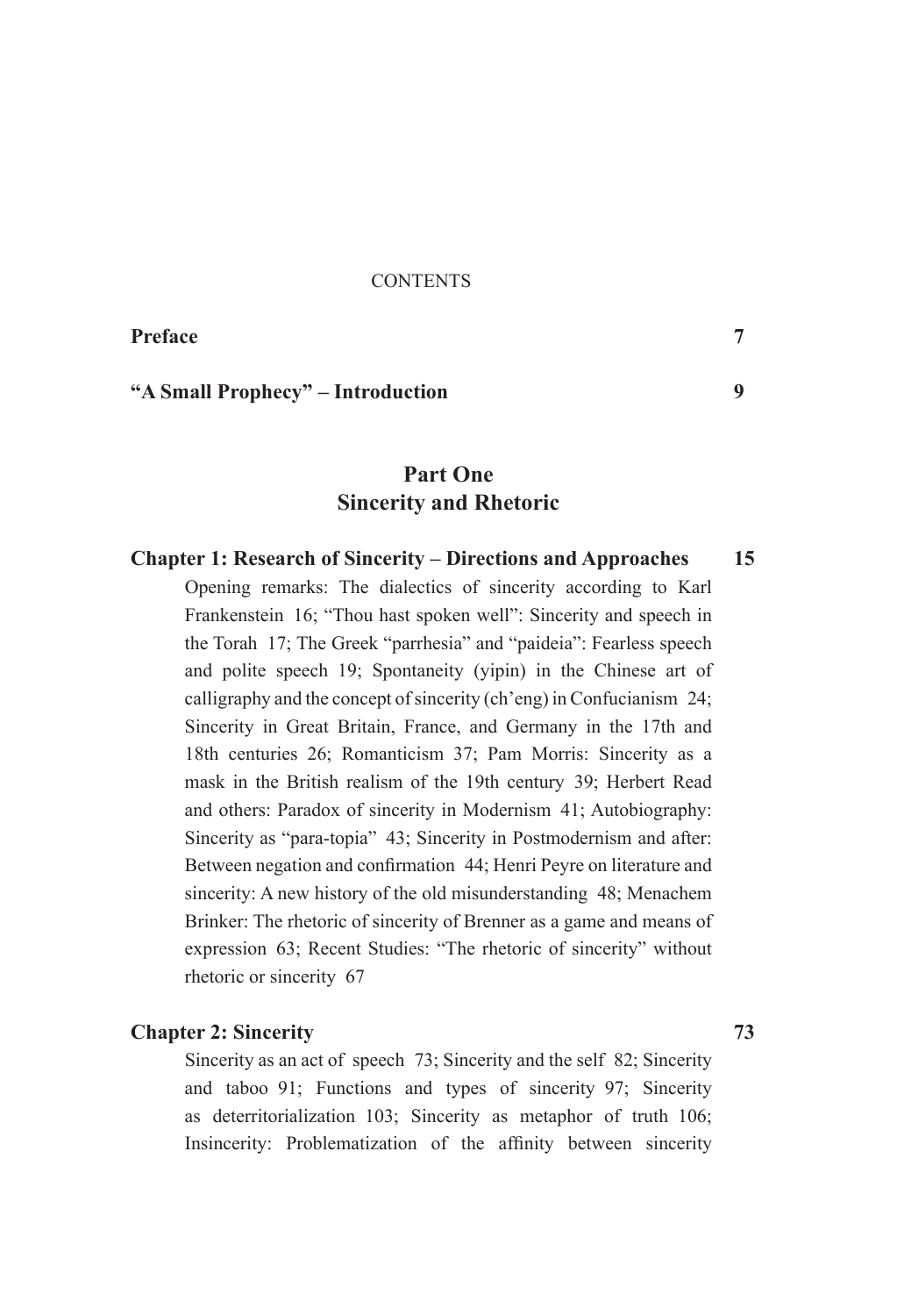CONTENTS

**Preface** 7

**"A Small Prophecy" – Introduction** 9

## Part One
## Sincerity and Rhetoric

**Chapter 1: Research of Sincerity – Directions and Approaches** 15

Opening remarks: The dialectics of sincerity according to Karl Frankenstein 16; "Thou hast spoken well": Sincerity and speech in the Torah 17; The Greek "parrhesia" and "paideia": Fearless speech and polite speech 19; Spontaneity (yipin) in the Chinese art of calligraphy and the concept of sincerity (ch'eng) in Confucianism 24; Sincerity in Great Britain, France, and Germany in the 17th and 18th centuries 26; Romanticism 37; Pam Morris: Sincerity as a mask in the British realism of the 19th century 39; Herbert Read and others: Paradox of sincerity in Modernism 41; Autobiography: Sincerity as "para-topia" 43; Sincerity in Postmodernism and after: Between negation and confirmation 44; Henri Peyre on literature and sincerity: A new history of the old misunderstanding 48; Menachem Brinker: The rhetoric of sincerity of Brenner as a game and means of expression 63; Recent Studies: "The rhetoric of sincerity" without rhetoric or sincerity 67

**Chapter 2: Sincerity** 73

Sincerity as an act of speech 73; Sincerity and the self 82; Sincerity and taboo 91; Functions and types of sincerity 97; Sincerity as deterritorialization 103; Sincerity as metaphor of truth 106; Insincerity: Problematization of the affinity between sincerity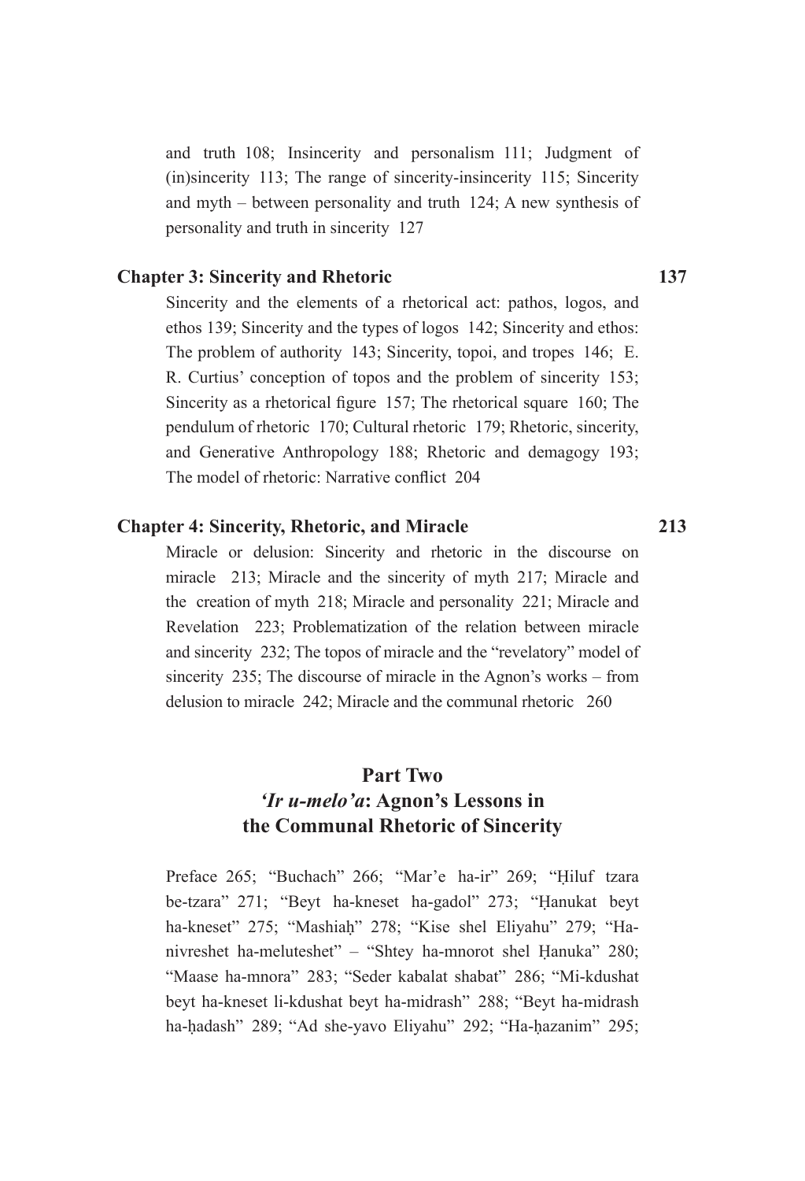and truth 108; Insincerity and personalism 111; Judgment of (in)sincerity 113; The range of sincerity-insincerity 115; Sincerity and myth – between personality and truth 124; A new synthesis of personality and truth in sincerity 127

**Chapter 3: Sincerity and Rhetoric** **137**

Sincerity and the elements of a rhetorical act: pathos, logos, and ethos 139; Sincerity and the types of logos 142; Sincerity and ethos: The problem of authority 143; Sincerity, topoi, and tropes 146; E. R. Curtius' conception of topos and the problem of sincerity 153; Sincerity as a rhetorical figure 157; The rhetorical square 160; The pendulum of rhetoric 170; Cultural rhetoric 179; Rhetoric, sincerity, and Generative Anthropology 188; Rhetoric and demagogy 193; The model of rhetoric: Narrative conflict 204

**Chapter 4: Sincerity, Rhetoric, and Miracle** **213**

Miracle or delusion: Sincerity and rhetoric in the discourse on miracle 213; Miracle and the sincerity of myth 217; Miracle and the creation of myth 218; Miracle and personality 221; Miracle and Revelation 223; Problematization of the relation between miracle and sincerity 232; The topos of miracle and the "revelatory" model of sincerity 235; The discourse of miracle in the Agnon's works – from delusion to miracle 242; Miracle and the communal rhetoric 260

## Part Two
## *'Ir u-melo'a*: Agnon's Lessons in the Communal Rhetoric of Sincerity

Preface 265; "Buchach" 266; "Mar'e ha-ir" 269; "Ḥiluf tzara be-tzara" 271; "Beyt ha-kneset ha-gadol" 273; "Ḥanukat beyt ha-kneset" 275; "Mashiaḥ" 278; "Kise shel Eliyahu" 279; "Ha-nivreshet ha-meluteshet" – "Shtey ha-mnorot shel Ḥanuka" 280; "Maase ha-mnora" 283; "Seder kabalat shabat" 286; "Mi-kdushat beyt ha-kneset li-kdushat beyt ha-midrash" 288; "Beyt ha-midrash ha-ḥadash" 289; "Ad she-yavo Eliyahu" 292; "Ha-ḥazanim" 295;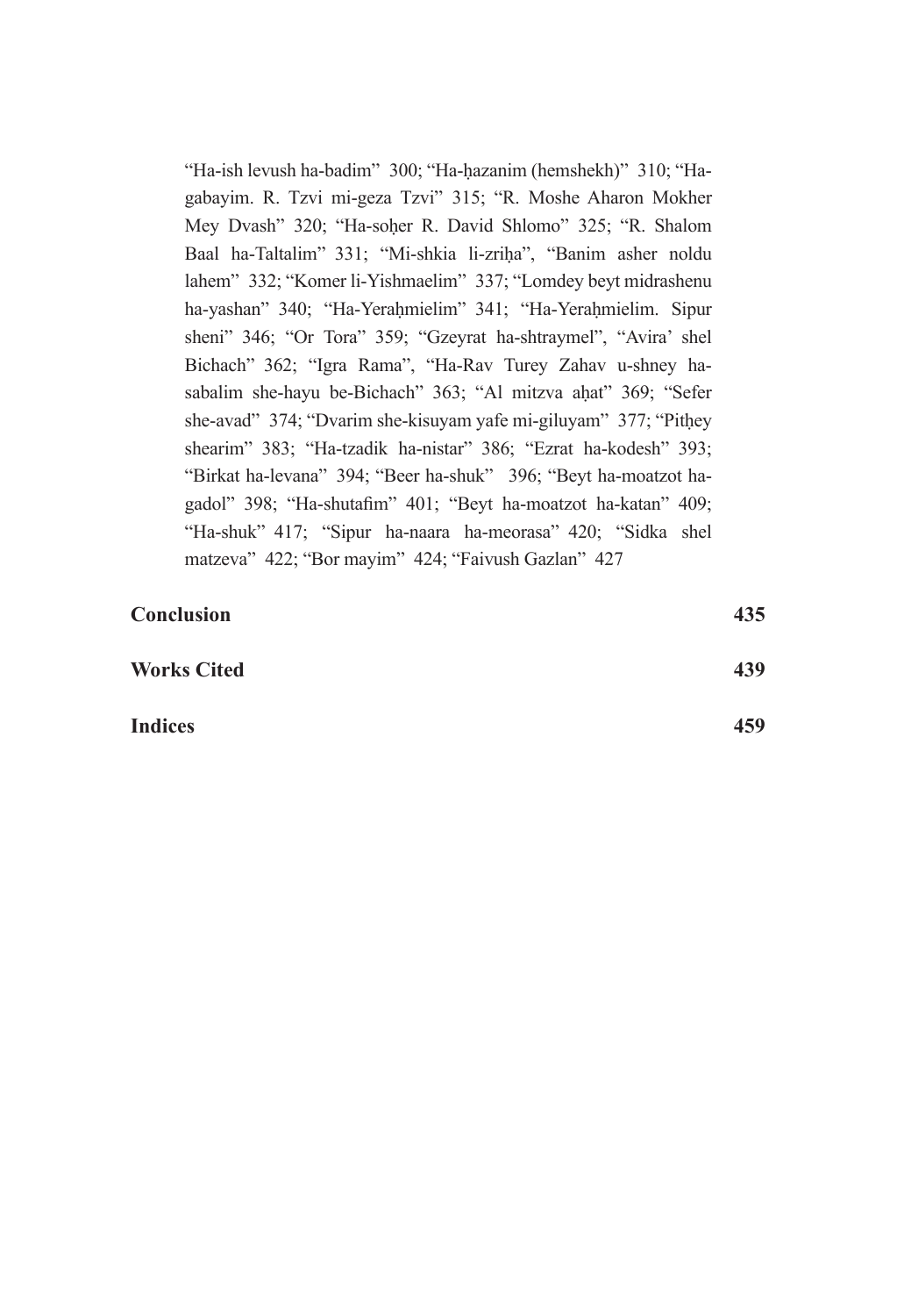“Ha-ish levush ha-badim” 300; “Ha-ḥazanim (hemshekh)” 310; “Ha-gabayim. R. Tzvi mi-geza Tzvi” 315; “R. Moshe Aharon Mokher Mey Dvash” 320; “Ha-soḥer R. David Shlomo” 325; “R. Shalom Baal ha-Taltalim” 331; “Mi-shkia li-zriḥa”, “Banim asher noldu lahem” 332; “Komer li-Yishmaelim” 337; “Lomdey beyt midrashenu ha-yashan” 340; “Ha-Yeraḥmielim” 341; “Ha-Yeraḥmielim. Sipur sheni” 346; “Or Tora” 359; “Gzeyrat ha-shtraymel”, “Avira’ shel Bichach” 362; “Igra Rama”, “Ha-Rav Turey Zahav u-shney ha-sabalim she-hayu be-Bichach” 363; “Al mitzva aḥat” 369; “Sefer she-avad” 374; “Dvarim she-kisuyam yafe mi-giluyam” 377; “Pitḥey shearim” 383; “Ha-tzadik ha-nistar” 386; “Ezrat ha-kodesh” 393; “Birkat ha-levana” 394; “Beer ha-shuk” 396; “Beyt ha-moatzot ha-gadol” 398; “Ha-shutafim” 401; “Beyt ha-moatzot ha-katan” 409; “Ha-shuk” 417; “Sipur ha-naara ha-meorasa” 420; “Sidka shel matzeva” 422; “Bor mayim” 424; “Faivush Gazlan” 427

**Conclusion** 435

**Works Cited** 439

**Indices** 459